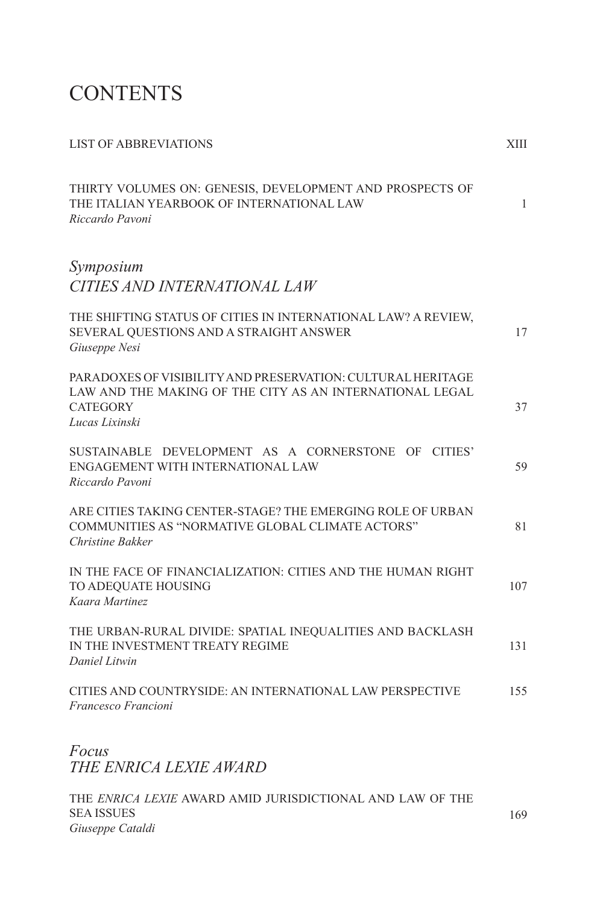# CONTENTS

| | |
|---|---|
| LIST OF ABBREVIATIONS | XIII |
| THIRTY VOLUMES ON: GENESIS, DEVELOPMENT AND PROSPECTS OF THE ITALIAN YEARBOOK OF INTERNATIONAL LAW<br>*Riccardo Pavoni* | 1 |

## *Symposium*
## *CITIES AND INTERNATIONAL LAW*

| | |
|---|---|
| THE SHIFTING STATUS OF CITIES IN INTERNATIONAL LAW? A REVIEW, SEVERAL QUESTIONS AND A STRAIGHT ANSWER<br>*Giuseppe Nesi* | 17 |
| PARADOXES OF VISIBILITY AND PRESERVATION: CULTURAL HERITAGE LAW AND THE MAKING OF THE CITY AS AN INTERNATIONAL LEGAL CATEGORY<br>*Lucas Lixinski* | 37 |
| SUSTAINABLE DEVELOPMENT AS A CORNERSTONE OF CITIES' ENGAGEMENT WITH INTERNATIONAL LAW<br>*Riccardo Pavoni* | 59 |
| ARE CITIES TAKING CENTER-STAGE? THE EMERGING ROLE OF URBAN COMMUNITIES AS "NORMATIVE GLOBAL CLIMATE ACTORS"<br>*Christine Bakker* | 81 |
| IN THE FACE OF FINANCIALIZATION: CITIES AND THE HUMAN RIGHT TO ADEQUATE HOUSING<br>*Kaara Martinez* | 107 |
| THE URBAN-RURAL DIVIDE: SPATIAL INEQUALITIES AND BACKLASH IN THE INVESTMENT TREATY REGIME<br>*Daniel Litwin* | 131 |
| CITIES AND COUNTRYSIDE: AN INTERNATIONAL LAW PERSPECTIVE<br>*Francesco Francioni* | 155 |

## *Focus*
## *THE ENRICA LEXIE AWARD*

| | |
|---|---|
| THE *ENRICA LEXIE* AWARD AMID JURISDICTIONAL AND LAW OF THE SEA ISSUES<br>*Giuseppe Cataldi* | 169 |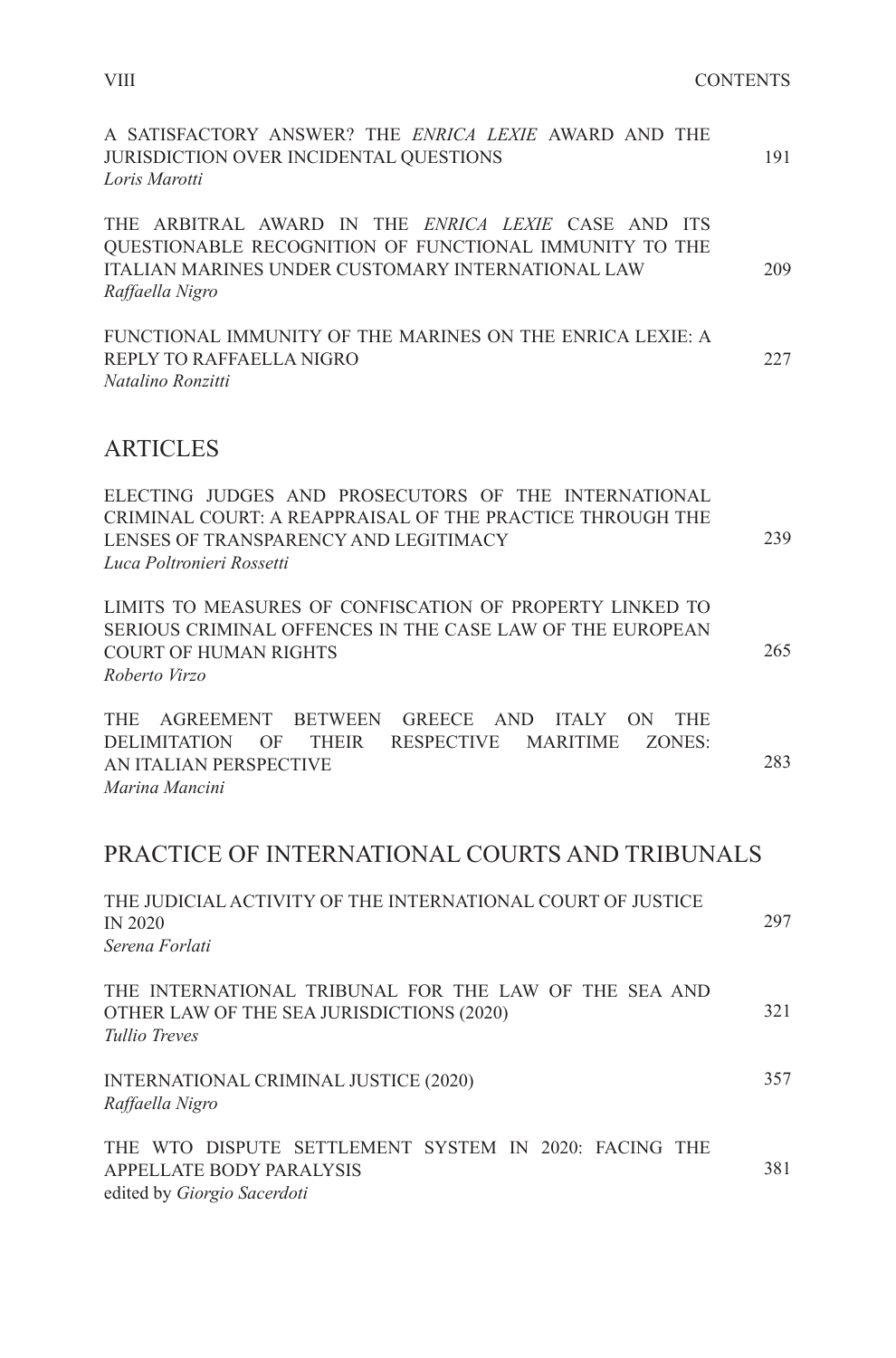A SATISFACTORY ANSWER? THE *ENRICA LEXIE* AWARD AND THE JURISDICTION OVER INCIDENTAL QUESTIONS — 191
*Loris Marotti*

THE ARBITRAL AWARD IN THE *ENRICA LEXIE* CASE AND ITS QUESTIONABLE RECOGNITION OF FUNCTIONAL IMMUNITY TO THE ITALIAN MARINES UNDER CUSTOMARY INTERNATIONAL LAW — 209
*Raffaella Nigro*

FUNCTIONAL IMMUNITY OF THE MARINES ON THE ENRICA LEXIE: A REPLY TO RAFFAELLA NIGRO — 227
*Natalino Ronzitti*

## ARTICLES

ELECTING JUDGES AND PROSECUTORS OF THE INTERNATIONAL CRIMINAL COURT: A REAPPRAISAL OF THE PRACTICE THROUGH THE LENSES OF TRANSPARENCY AND LEGITIMACY — 239
*Luca Poltronieri Rossetti*

LIMITS TO MEASURES OF CONFISCATION OF PROPERTY LINKED TO SERIOUS CRIMINAL OFFENCES IN THE CASE LAW OF THE EUROPEAN COURT OF HUMAN RIGHTS — 265
*Roberto Virzo*

THE AGREEMENT BETWEEN GREECE AND ITALY ON THE DELIMITATION OF THEIR RESPECTIVE MARITIME ZONES: AN ITALIAN PERSPECTIVE — 283
*Marina Mancini*

## PRACTICE OF INTERNATIONAL COURTS AND TRIBUNALS

THE JUDICIAL ACTIVITY OF THE INTERNATIONAL COURT OF JUSTICE IN 2020 — 297
*Serena Forlati*

THE INTERNATIONAL TRIBUNAL FOR THE LAW OF THE SEA AND OTHER LAW OF THE SEA JURISDICTIONS (2020) — 321
*Tullio Treves*

INTERNATIONAL CRIMINAL JUSTICE (2020) — 357
*Raffaella Nigro*

THE WTO DISPUTE SETTLEMENT SYSTEM IN 2020: FACING THE APPELLATE BODY PARALYSIS — 381
edited by *Giorgio Sacerdoti*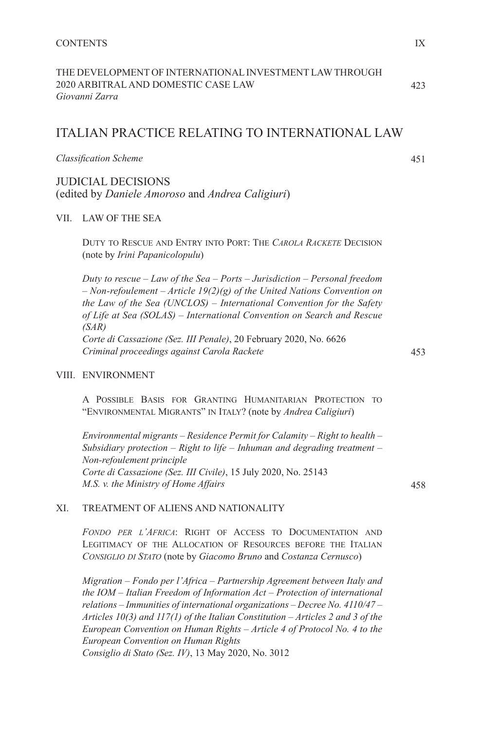THE DEVELOPMENT OF INTERNATIONAL INVESTMENT LAW THROUGH 2020 ARBITRAL AND DOMESTIC CASE LAW 423
*Giovanni Zarra*

# ITALIAN PRACTICE RELATING TO INTERNATIONAL LAW

*Classification Scheme* 451

## JUDICIAL DECISIONS
(edited by *Daniele Amoroso* and *Andrea Caligiuri*)

### VII. LAW OF THE SEA

DUTY TO RESCUE AND ENTRY INTO PORT: THE *CAROLA RACKETE* DECISION (note by *Irini Papanicolopulu*)

*Duty to rescue – Law of the Sea – Ports – Jurisdiction – Personal freedom – Non-refoulement – Article 19(2)(g) of the United Nations Convention on the Law of the Sea (UNCLOS) – International Convention for the Safety of Life at Sea (SOLAS) – International Convention on Search and Rescue (SAR)*
*Corte di Cassazione (Sez. III Penale)*, 20 February 2020, No. 6626
*Criminal proceedings against Carola Rackete* 453

### VIII. ENVIRONMENT

A POSSIBLE BASIS FOR GRANTING HUMANITARIAN PROTECTION TO "ENVIRONMENTAL MIGRANTS" IN ITALY? (note by *Andrea Caligiuri*)

*Environmental migrants – Residence Permit for Calamity – Right to health – Subsidiary protection – Right to life – Inhuman and degrading treatment – Non-refoulement principle*
*Corte di Cassazione (Sez. III Civile)*, 15 July 2020, No. 25143
*M.S. v. the Ministry of Home Affairs* 458

### XI. TREATMENT OF ALIENS AND NATIONALITY

*FONDO PER L'AFRICA*: RIGHT OF ACCESS TO DOCUMENTATION AND LEGITIMACY OF THE ALLOCATION OF RESOURCES BEFORE THE ITALIAN *CONSIGLIO DI STATO* (note by *Giacomo Bruno* and *Costanza Cernusco*)

*Migration – Fondo per l'Africa – Partnership Agreement between Italy and the IOM – Italian Freedom of Information Act – Protection of international relations – Immunities of international organizations – Decree No. 4110/47 – Articles 10(3) and 117(1) of the Italian Constitution – Articles 2 and 3 of the European Convention on Human Rights – Article 4 of Protocol No. 4 to the European Convention on Human Rights*
*Consiglio di Stato (Sez. IV)*, 13 May 2020, No. 3012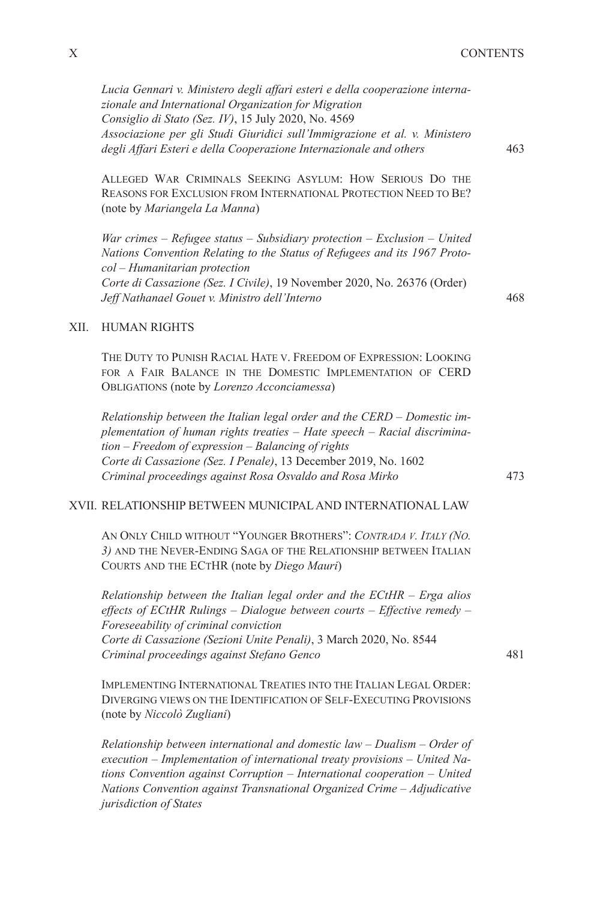*Lucia Gennari v. Ministero degli affari esteri e della cooperazione internazionale and International Organization for Migration*
*Consiglio di Stato (Sez. IV)*, 15 July 2020, No. 4569
*Associazione per gli Studi Giuridici sull'Immigrazione et al. v. Ministero degli Affari Esteri e della Cooperazione Internazionale and others* 463

Alleged War Criminals Seeking Asylum: How Serious Do the Reasons for Exclusion from International Protection Need to Be? (note by *Mariangela La Manna*)

*War crimes – Refugee status – Subsidiary protection – Exclusion – United Nations Convention Relating to the Status of Refugees and its 1967 Protocol – Humanitarian protection*
*Corte di Cassazione (Sez. I Civile)*, 19 November 2020, No. 26376 (Order)
*Jeff Nathanael Gouet v. Ministro dell'Interno* 468

## XII. HUMAN RIGHTS

The Duty to Punish Racial Hate v. Freedom of Expression: Looking for a Fair Balance in the Domestic Implementation of CERD Obligations (note by *Lorenzo Acconciamessa*)

*Relationship between the Italian legal order and the CERD – Domestic implementation of human rights treaties – Hate speech – Racial discrimination – Freedom of expression – Balancing of rights*
*Corte di Cassazione (Sez. I Penale)*, 13 December 2019, No. 1602
*Criminal proceedings against Rosa Osvaldo and Rosa Mirko* 473

## XVII. RELATIONSHIP BETWEEN MUNICIPAL AND INTERNATIONAL LAW

An Only Child without "Younger Brothers": *Contrada v. Italy (No. 3)* and the Never-Ending Saga of the Relationship between Italian Courts and the ECtHR (note by *Diego Mauri*)

*Relationship between the Italian legal order and the ECtHR – Erga alios effects of ECtHR Rulings – Dialogue between courts – Effective remedy – Foreseeability of criminal conviction*
*Corte di Cassazione (Sezioni Unite Penali)*, 3 March 2020, No. 8544
*Criminal proceedings against Stefano Genco* 481

Implementing International Treaties into the Italian Legal Order: Diverging views on the Identification of Self-Executing Provisions (note by *Niccolò Zugliani*)

*Relationship between international and domestic law – Dualism – Order of execution – Implementation of international treaty provisions – United Nations Convention against Corruption – International cooperation – United Nations Convention against Transnational Organized Crime – Adjudicative jurisdiction of States*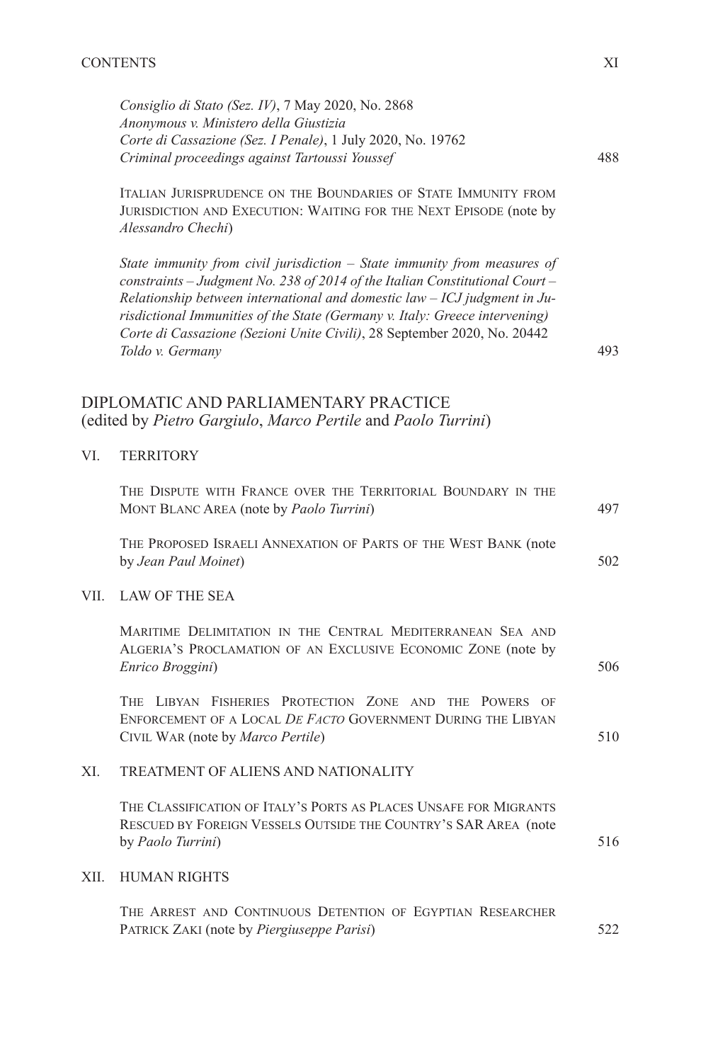*Consiglio di Stato (Sez. IV)*, 7 May 2020, No. 2868
*Anonymous v. Ministero della Giustizia*
*Corte di Cassazione (Sez. I Penale)*, 1 July 2020, No. 19762
*Criminal proceedings against Tartoussi Youssef* 488

ITALIAN JURISPRUDENCE ON THE BOUNDARIES OF STATE IMMUNITY FROM JURISDICTION AND EXECUTION: WAITING FOR THE NEXT EPISODE (note by *Alessandro Chechi*)

*State immunity from civil jurisdiction – State immunity from measures of constraints – Judgment No. 238 of 2014 of the Italian Constitutional Court – Relationship between international and domestic law – ICJ judgment in Jurisdictional Immunities of the State (Germany v. Italy: Greece intervening)*
*Corte di Cassazione (Sezioni Unite Civili)*, 28 September 2020, No. 20442
*Toldo v. Germany* 493

## DIPLOMATIC AND PARLIAMENTARY PRACTICE
(edited by *Pietro Gargiulo*, *Marco Pertile* and *Paolo Turrini*)

### VI. TERRITORY

THE DISPUTE WITH FRANCE OVER THE TERRITORIAL BOUNDARY IN THE MONT BLANC AREA (note by *Paolo Turrini*) 497

THE PROPOSED ISRAELI ANNEXATION OF PARTS OF THE WEST BANK (note by *Jean Paul Moinet*) 502

### VII. LAW OF THE SEA

MARITIME DELIMITATION IN THE CENTRAL MEDITERRANEAN SEA AND ALGERIA'S PROCLAMATION OF AN EXCLUSIVE ECONOMIC ZONE (note by *Enrico Broggini*) 506

THE LIBYAN FISHERIES PROTECTION ZONE AND THE POWERS OF ENFORCEMENT OF A LOCAL *DE FACTO* GOVERNMENT DURING THE LIBYAN CIVIL WAR (note by *Marco Pertile*) 510

### XI. TREATMENT OF ALIENS AND NATIONALITY

THE CLASSIFICATION OF ITALY'S PORTS AS PLACES UNSAFE FOR MIGRANTS RESCUED BY FOREIGN VESSELS OUTSIDE THE COUNTRY'S SAR AREA (note by *Paolo Turrini*) 516

### XII. HUMAN RIGHTS

THE ARREST AND CONTINUOUS DETENTION OF EGYPTIAN RESEARCHER PATRICK ZAKI (note by *Piergiuseppe Parisi*) 522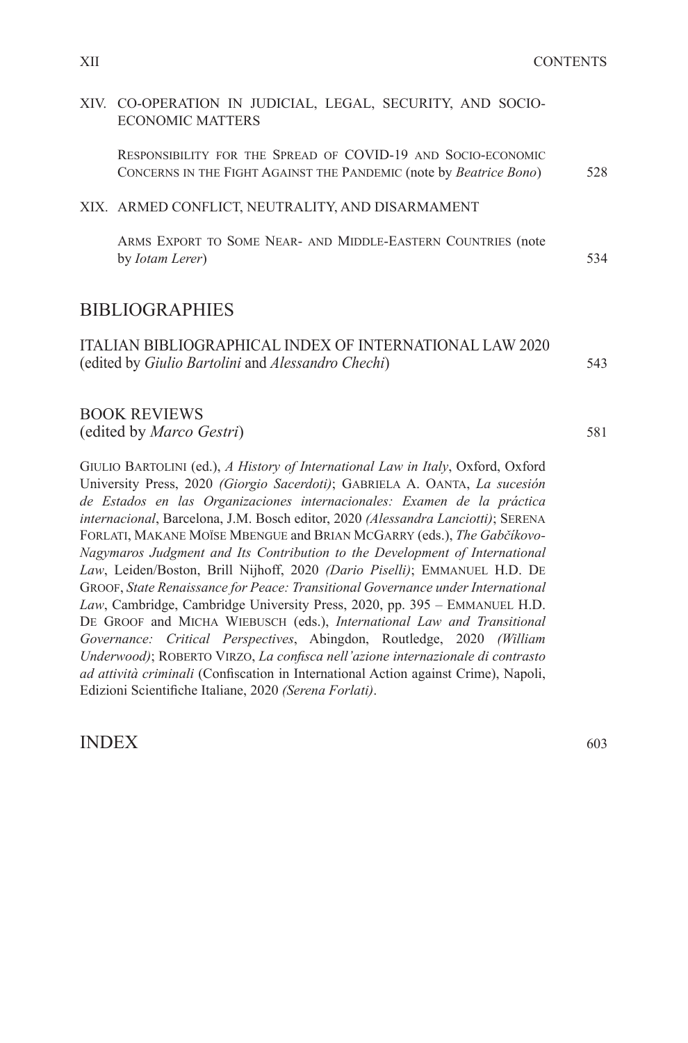XIV. CO-OPERATION IN JUDICIAL, LEGAL, SECURITY, AND SOCIO-ECONOMIC MATTERS

Responsibility for the Spread of COVID-19 and Socio-economic Concerns in the Fight Against the Pandemic (note by *Beatrice Bono*) 528

XIX. ARMED CONFLICT, NEUTRALITY, AND DISARMAMENT

Arms Export to Some Near- and Middle-Eastern Countries (note by *Iotam Lerer*) 534

# BIBLIOGRAPHIES

ITALIAN BIBLIOGRAPHICAL INDEX OF INTERNATIONAL LAW 2020
(edited by *Giulio Bartolini* and *Alessandro Chechi*) 543

BOOK REVIEWS
(edited by *Marco Gestri*) 581

Giulio Bartolini (ed.), *A History of International Law in Italy*, Oxford, Oxford University Press, 2020 *(Giorgio Sacerdoti)*; Gabriela A. Oanta, *La sucesión de Estados en las Organizaciones internacionales: Examen de la práctica internacional*, Barcelona, J.M. Bosch editor, 2020 *(Alessandra Lanciotti)*; Serena Forlati, Makane Moïse Mbengue and Brian McGarry (eds.), *The Gabčíkovo-Nagymaros Judgment and Its Contribution to the Development of International Law*, Leiden/Boston, Brill Nijhoff, 2020 *(Dario Piselli)*; Emmanuel H.D. De Groof, *State Renaissance for Peace: Transitional Governance under International Law*, Cambridge, Cambridge University Press, 2020, pp. 395 – Emmanuel H.D. De Groof and Micha Wiebusch (eds.), *International Law and Transitional Governance: Critical Perspectives*, Abingdon, Routledge, 2020 *(William Underwood)*; Roberto Virzo, *La confisca nell'azione internazionale di contrasto ad attività criminali* (Confiscation in International Action against Crime), Napoli, Edizioni Scientifiche Italiane, 2020 *(Serena Forlati)*.

# INDEX 603